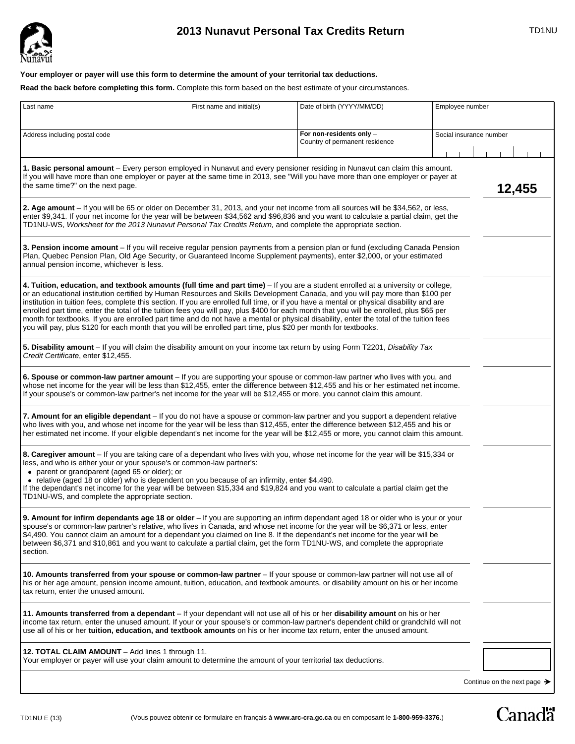# 2013 Nunavut Personal Tax Credits Return

TD1NU

**Your employer or payer will use this form to determine the amount of your territorial tax deductions.**

**Read the back before completing this form.** Complete this form based on the best estimate of your circumstances.

| Last name | First name and initial(s) | Date of birth (YYYY/MM/DD) | Employee number |
|---|---|---|---|
| | | | |
| Address including postal code | | **For non-residents only** – Country of permanent residence | Social insurance number |
| | | | |

| | |
|---|---|
| **1. Basic personal amount** – Every person employed in Nunavut and every pensioner residing in Nunavut can claim this amount. If you will have more than one employer or payer at the same time in 2013, see "Will you have more than one employer or payer at the same time?" on the next page. | **12,455** |
| **2. Age amount** – If you will be 65 or older on December 31, 2013, and your net income from all sources will be $34,562, or less, enter $9,341. If your net income for the year will be between $34,562 and $96,836 and you want to calculate a partial claim, get the TD1NU-WS, *Worksheet for the 2013 Nunavut Personal Tax Credits Return,* and complete the appropriate section. | |
| **3. Pension income amount** – If you will receive regular pension payments from a pension plan or fund (excluding Canada Pension Plan, Quebec Pension Plan, Old Age Security, or Guaranteed Income Supplement payments), enter $2,000, or your estimated annual pension income, whichever is less. | |
| **4. Tuition, education, and textbook amounts (full time and part time)** – If you are a student enrolled at a university or college, or an educational institution certified by Human Resources and Skills Development Canada, and you will pay more than $100 per institution in tuition fees, complete this section. If you are enrolled full time, or if you have a mental or physical disability and are enrolled part time, enter the total of the tuition fees you will pay, plus $400 for each month that you will be enrolled, plus $65 per month for textbooks. If you are enrolled part time and do not have a mental or physical disability, enter the total of the tuition fees you will pay, plus $120 for each month that you will be enrolled part time, plus $20 per month for textbooks. | |
| **5. Disability amount** – If you will claim the disability amount on your income tax return by using Form T2201, *Disability Tax Credit Certificate*, enter $12,455. | |
| **6. Spouse or common-law partner amount** – If you are supporting your spouse or common-law partner who lives with you, and whose net income for the year will be less than $12,455, enter the difference between $12,455 and his or her estimated net income. If your spouse's or common-law partner's net income for the year will be $12,455 or more, you cannot claim this amount. | |
| **7. Amount for an eligible dependant** – If you do not have a spouse or common-law partner and you support a dependent relative who lives with you, and whose net income for the year will be less than $12,455, enter the difference between $12,455 and his or her estimated net income. If your eligible dependant's net income for the year will be $12,455 or more, you cannot claim this amount. | |
| **8. Caregiver amount** – If you are taking care of a dependant who lives with you, whose net income for the year will be $15,334 or less, and who is either your or your spouse's or common-law partner's:<br>• parent or grandparent (aged 65 or older); or<br>• relative (aged 18 or older) who is dependent on you because of an infirmity, enter $4,490.<br>If the dependant's net income for the year will be between $15,334 and $19,824 and you want to calculate a partial claim get the TD1NU-WS, and complete the appropriate section. | |
| **9. Amount for infirm dependants age 18 or older** – If you are supporting an infirm dependant aged 18 or older who is your or your spouse's or common-law partner's relative, who lives in Canada, and whose net income for the year will be $6,371 or less, enter $4,490. You cannot claim an amount for a dependant you claimed on line 8. If the dependant's net income for the year will be between $6,371 and $10,861 and you want to calculate a partial claim, get the form TD1NU-WS, and complete the appropriate section. | |
| **10. Amounts transferred from your spouse or common-law partner** – If your spouse or common-law partner will not use all of his or her age amount, pension income amount, tuition, education, and textbook amounts, or disability amount on his or her income tax return, enter the unused amount. | |
| **11. Amounts transferred from a dependant** – If your dependant will not use all of his or her **disability amount** on his or her income tax return, enter the unused amount. If your or your spouse's or common-law partner's dependent child or grandchild will not use all of his or her **tuition, education, and textbook amounts** on his or her income tax return, enter the unused amount. | |
| **12. TOTAL CLAIM AMOUNT** – Add lines 1 through 11. Your employer or payer will use your claim amount to determine the amount of your territorial tax deductions. | |

Continue on the next page →

TD1NU E (13)

(Vous pouvez obtenir ce formulaire en français à **www.arc-cra.gc.ca** ou en composant le **1-800-959-3376**.)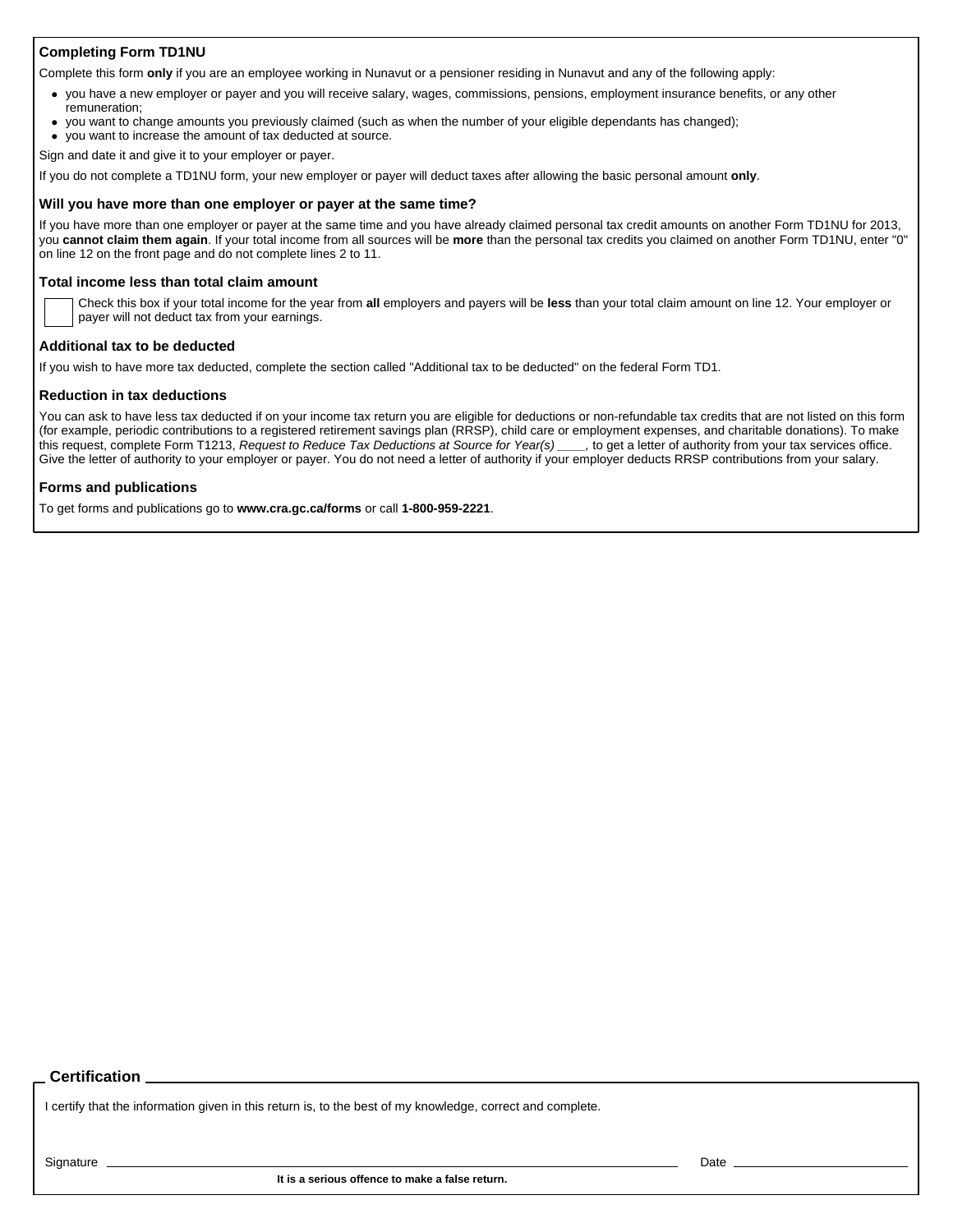## Completing Form TD1NU

Complete this form **only** if you are an employee working in Nunavut or a pensioner residing in Nunavut and any of the following apply:

- you have a new employer or payer and you will receive salary, wages, commissions, pensions, employment insurance benefits, or any other remuneration;
- you want to change amounts you previously claimed (such as when the number of your eligible dependants has changed);
- you want to increase the amount of tax deducted at source.

Sign and date it and give it to your employer or payer.

If you do not complete a TD1NU form, your new employer or payer will deduct taxes after allowing the basic personal amount **only**.

### Will you have more than one employer or payer at the same time?

If you have more than one employer or payer at the same time and you have already claimed personal tax credit amounts on another Form TD1NU for 2013, you **cannot claim them again**. If your total income from all sources will be **more** than the personal tax credits you claimed on another Form TD1NU, enter "0" on line 12 on the front page and do not complete lines 2 to 11.

### Total income less than total claim amount

☐ Check this box if your total income for the year from **all** employers and payers will be **less** than your total claim amount on line 12. Your employer or payer will not deduct tax from your earnings.

### Additional tax to be deducted

If you wish to have more tax deducted, complete the section called "Additional tax to be deducted" on the federal Form TD1.

### Reduction in tax deductions

You can ask to have less tax deducted if on your income tax return you are eligible for deductions or non-refundable tax credits that are not listed on this form (for example, periodic contributions to a registered retirement savings plan (RRSP), child care or employment expenses, and charitable donations). To make this request, complete Form T1213, *Request to Reduce Tax Deductions at Source for Year(s)* ____, to get a letter of authority from your tax services office. Give the letter of authority to your employer or payer. You do not need a letter of authority if your employer deducts RRSP contributions from your salary.

### Forms and publications

To get forms and publications go to **www.cra.gc.ca/forms** or call **1-800-959-2221**.

## Certification

I certify that the information given in this return is, to the best of my knowledge, correct and complete.

Signature ______________________________ Date ______________

**It is a serious offence to make a false return.**